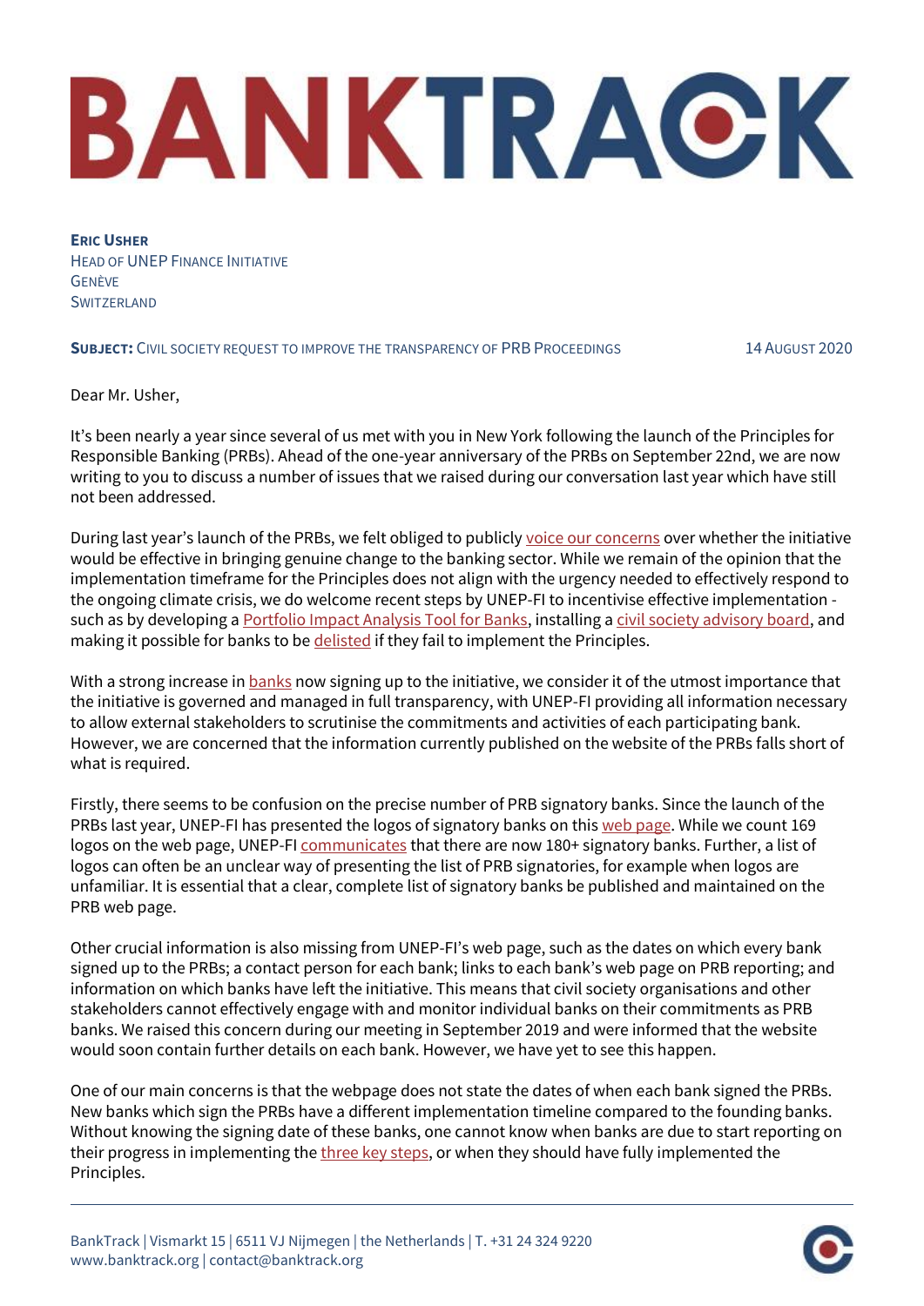# BANKTRACK

**Eric Usher**
Head of UNEP Finance Initiative
Genève
Switzerland

**Subject:** Civil society request to improve the transparency of PRB proceedings 14 August 2020

Dear Mr. Usher,

It's been nearly a year since several of us met with you in New York following the launch of the Principles for Responsible Banking (PRBs). Ahead of the one-year anniversary of the PRBs on September 22nd, we are now writing to you to discuss a number of issues that we raised during our conversation last year which have still not been addressed.

During last year's launch of the PRBs, we felt obliged to publicly voice our concerns over whether the initiative would be effective in bringing genuine change to the banking sector. While we remain of the opinion that the implementation timeframe for the Principles does not align with the urgency needed to effectively respond to the ongoing climate crisis, we do welcome recent steps by UNEP-FI to incentivise effective implementation - such as by developing a Portfolio Impact Analysis Tool for Banks, installing a civil society advisory board, and making it possible for banks to be delisted if they fail to implement the Principles.

With a strong increase in banks now signing up to the initiative, we consider it of the utmost importance that the initiative is governed and managed in full transparency, with UNEP-FI providing all information necessary to allow external stakeholders to scrutinise the commitments and activities of each participating bank. However, we are concerned that the information currently published on the website of the PRBs falls short of what is required.

Firstly, there seems to be confusion on the precise number of PRB signatory banks. Since the launch of the PRBs last year, UNEP-FI has presented the logos of signatory banks on this web page. While we count 169 logos on the web page, UNEP-FI communicates that there are now 180+ signatory banks. Further, a list of logos can often be an unclear way of presenting the list of PRB signatories, for example when logos are unfamiliar. It is essential that a clear, complete list of signatory banks be published and maintained on the PRB web page.

Other crucial information is also missing from UNEP-FI's web page, such as the dates on which every bank signed up to the PRBs; a contact person for each bank; links to each bank's web page on PRB reporting; and information on which banks have left the initiative. This means that civil society organisations and other stakeholders cannot effectively engage with and monitor individual banks on their commitments as PRB banks. We raised this concern during our meeting in September 2019 and were informed that the website would soon contain further details on each bank. However, we have yet to see this happen.

One of our main concerns is that the webpage does not state the dates of when each bank signed the PRBs. New banks which sign the PRBs have a different implementation timeline compared to the founding banks. Without knowing the signing date of these banks, one cannot know when banks are due to start reporting on their progress in implementing the three key steps, or when they should have fully implemented the Principles.

BankTrack | Vismarkt 15 | 6511 VJ Nijmegen | the Netherlands | T. +31 24 324 9220
www.banktrack.org | contact@banktrack.org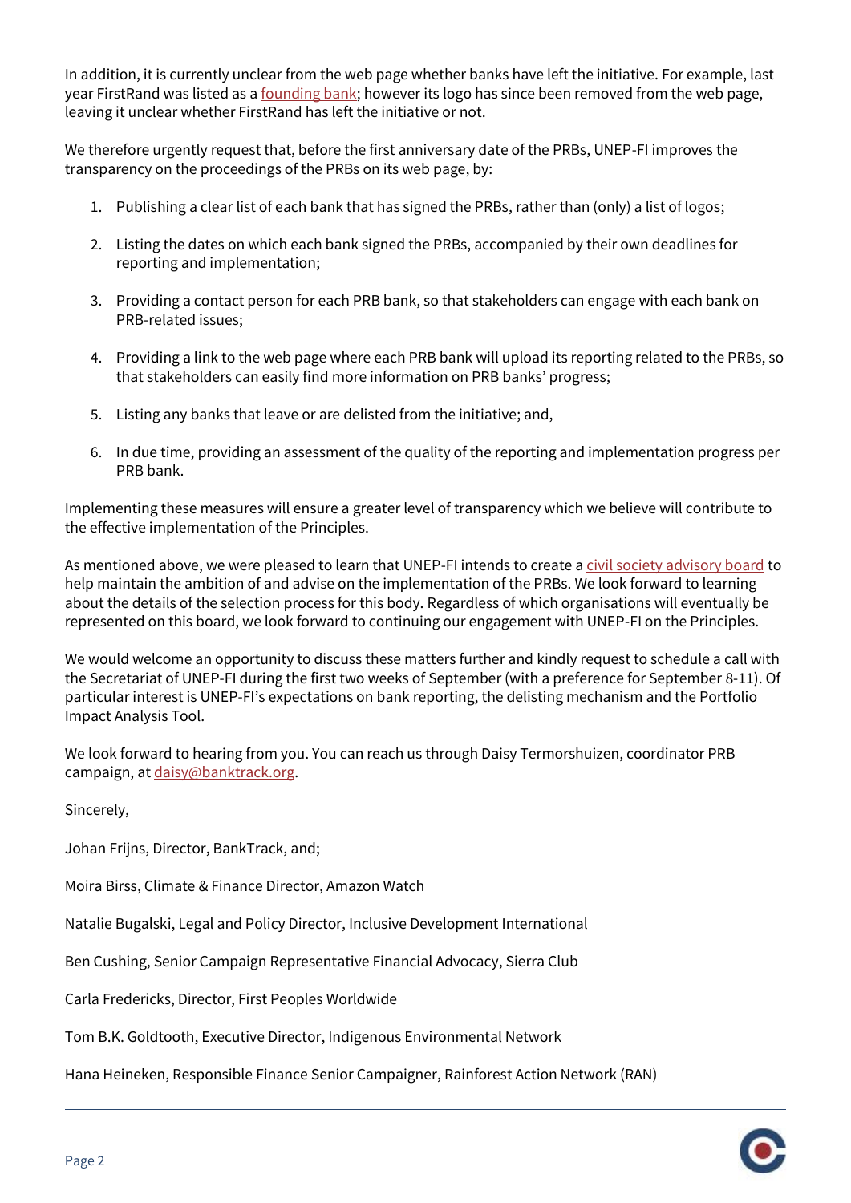In addition, it is currently unclear from the web page whether banks have left the initiative. For example, last year FirstRand was listed as a founding bank; however its logo has since been removed from the web page, leaving it unclear whether FirstRand has left the initiative or not.

We therefore urgently request that, before the first anniversary date of the PRBs, UNEP-FI improves the transparency on the proceedings of the PRBs on its web page, by:

1. Publishing a clear list of each bank that has signed the PRBs, rather than (only) a list of logos;
2. Listing the dates on which each bank signed the PRBs, accompanied by their own deadlines for reporting and implementation;
3. Providing a contact person for each PRB bank, so that stakeholders can engage with each bank on PRB-related issues;
4. Providing a link to the web page where each PRB bank will upload its reporting related to the PRBs, so that stakeholders can easily find more information on PRB banks' progress;
5. Listing any banks that leave or are delisted from the initiative; and,
6. In due time, providing an assessment of the quality of the reporting and implementation progress per PRB bank.

Implementing these measures will ensure a greater level of transparency which we believe will contribute to the effective implementation of the Principles.

As mentioned above, we were pleased to learn that UNEP-FI intends to create a civil society advisory board to help maintain the ambition of and advise on the implementation of the PRBs. We look forward to learning about the details of the selection process for this body. Regardless of which organisations will eventually be represented on this board, we look forward to continuing our engagement with UNEP-FI on the Principles.

We would welcome an opportunity to discuss these matters further and kindly request to schedule a call with the Secretariat of UNEP-FI during the first two weeks of September (with a preference for September 8-11). Of particular interest is UNEP-FI's expectations on bank reporting, the delisting mechanism and the Portfolio Impact Analysis Tool.

We look forward to hearing from you. You can reach us through Daisy Termorshuizen, coordinator PRB campaign, at daisy@banktrack.org.

Sincerely,

Johan Frijns, Director, BankTrack, and;

Moira Birss, Climate & Finance Director, Amazon Watch

Natalie Bugalski, Legal and Policy Director, Inclusive Development International

Ben Cushing, Senior Campaign Representative Financial Advocacy, Sierra Club

Carla Fredericks, Director, First Peoples Worldwide

Tom B.K. Goldtooth, Executive Director, Indigenous Environmental Network

Hana Heineken, Responsible Finance Senior Campaigner, Rainforest Action Network (RAN)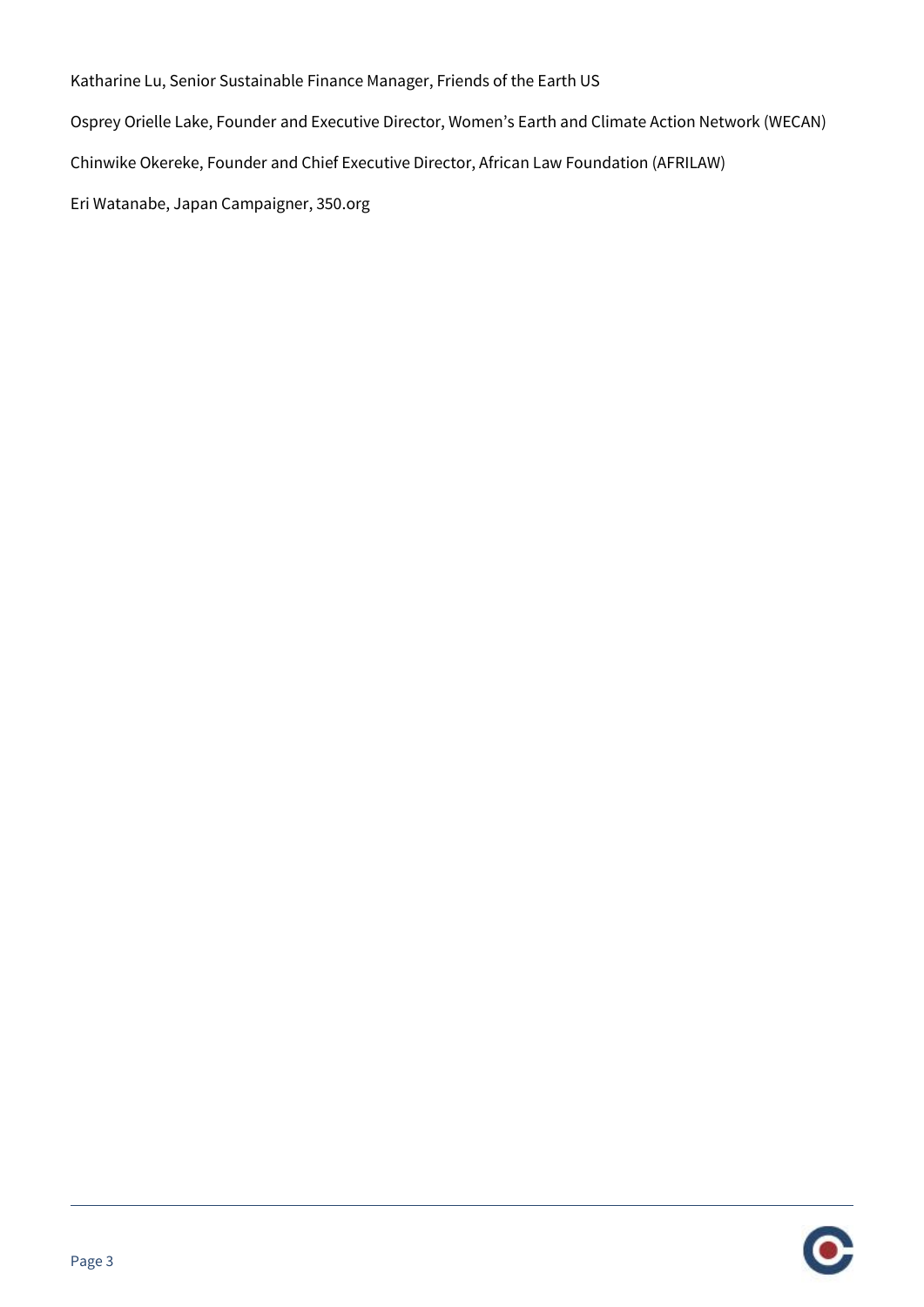Katharine Lu, Senior Sustainable Finance Manager, Friends of the Earth US

Osprey Orielle Lake, Founder and Executive Director, Women's Earth and Climate Action Network (WECAN)

Chinwike Okereke, Founder and Chief Executive Director, African Law Foundation (AFRILAW)

Eri Watanabe, Japan Campaigner, 350.org